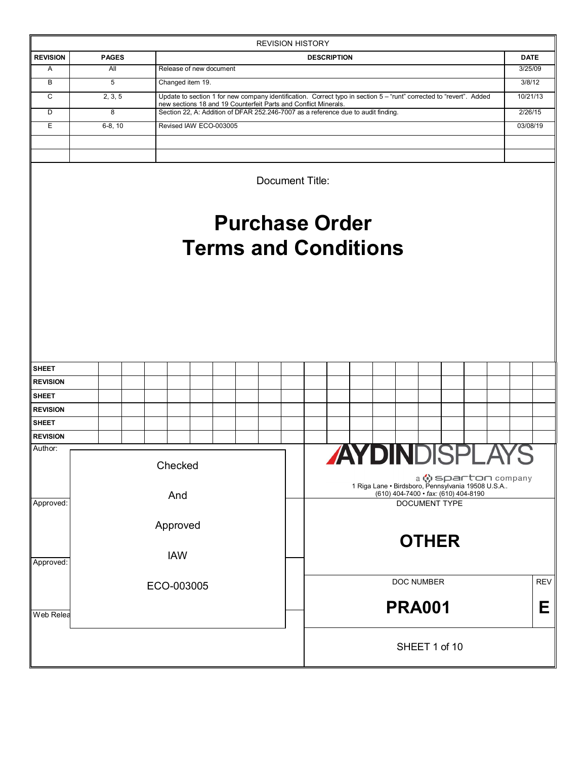## REVISION HISTORY

| REVISION | PAGES | DESCRIPTION | DATE |
|---|---|---|---|
| A | All | Release of new document | 3/25/09 |
| B | 5 | Changed item 19. | 3/8/12 |
| C | 2, 3, 5 | Update to section 1 for new company identification. Correct typo in section 5 – "runt" corrected to "revert". Added new sections 18 and 19 Counterfeit Parts and Conflict Minerals. | 10/21/13 |
| D | 8 | Section 22, A: Addition of DFAR 252.246-7007 as a reference due to audit finding. | 2/26/15 |
| E | 6-8, 10 | Revised IAW ECO-003005 | 03/08/19 |
| | | | |
| | | | |

Document Title:

# Purchase Order Terms and Conditions

| SHEET | | | | | | | | | | | | | | | | | | | |
|---|---|---|---|---|---|---|---|---|---|---|---|---|---|---|---|---|---|---|---|
| REVISION | | | | | | | | | | | | | | | | | | | |
| SHEET | | | | | | | | | | | | | | | | | | | |
| REVISION | | | | | | | | | | | | | | | | | | | |
| SHEET | | | | | | | | | | | | | | | | | | | |
| REVISION | | | | | | | | | | | | | | | | | | | |

Author:

Approved:

Approved:

Web Relea

Checked And Approved IAW ECO-003005

**AYDIN DISPLAYS**

a sparton company

1 Riga Lane • Birdsboro, Pennsylvania 19508 U.S.A..
(610) 404-7400 • *fax:* (610) 404-8190

DOCUMENT TYPE

**OTHER**

| DOC NUMBER | REV |
|---|---|
| **PRA001** | **E** |

SHEET 1 of 10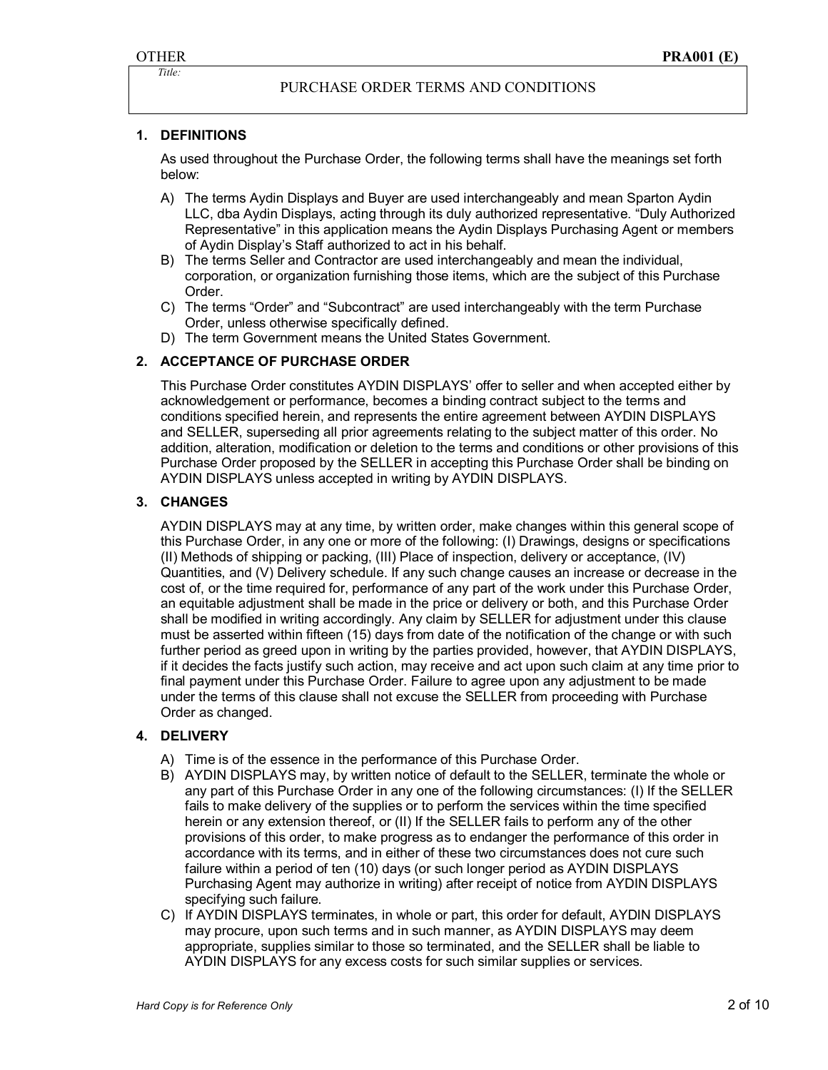## 1. DEFINITIONS

As used throughout the Purchase Order, the following terms shall have the meanings set forth below:

A) The terms Aydin Displays and Buyer are used interchangeably and mean Sparton Aydin LLC, dba Aydin Displays, acting through its duly authorized representative. “Duly Authorized Representative” in this application means the Aydin Displays Purchasing Agent or members of Aydin Display’s Staff authorized to act in his behalf.
B) The terms Seller and Contractor are used interchangeably and mean the individual, corporation, or organization furnishing those items, which are the subject of this Purchase Order.
C) The terms “Order” and “Subcontract” are used interchangeably with the term Purchase Order, unless otherwise specifically defined.
D) The term Government means the United States Government.

## 2. ACCEPTANCE OF PURCHASE ORDER

This Purchase Order constitutes AYDIN DISPLAYS’ offer to seller and when accepted either by acknowledgement or performance, becomes a binding contract subject to the terms and conditions specified herein, and represents the entire agreement between AYDIN DISPLAYS and SELLER, superseding all prior agreements relating to the subject matter of this order. No addition, alteration, modification or deletion to the terms and conditions or other provisions of this Purchase Order proposed by the SELLER in accepting this Purchase Order shall be binding on AYDIN DISPLAYS unless accepted in writing by AYDIN DISPLAYS.

## 3. CHANGES

AYDIN DISPLAYS may at any time, by written order, make changes within this general scope of this Purchase Order, in any one or more of the following: (I) Drawings, designs or specifications (II) Methods of shipping or packing, (III) Place of inspection, delivery or acceptance, (IV) Quantities, and (V) Delivery schedule. If any such change causes an increase or decrease in the cost of, or the time required for, performance of any part of the work under this Purchase Order, an equitable adjustment shall be made in the price or delivery or both, and this Purchase Order shall be modified in writing accordingly. Any claim by SELLER for adjustment under this clause must be asserted within fifteen (15) days from date of the notification of the change or with such further period as greed upon in writing by the parties provided, however, that AYDIN DISPLAYS, if it decides the facts justify such action, may receive and act upon such claim at any time prior to final payment under this Purchase Order. Failure to agree upon any adjustment to be made under the terms of this clause shall not excuse the SELLER from proceeding with Purchase Order as changed.

## 4. DELIVERY

A) Time is of the essence in the performance of this Purchase Order.
B) AYDIN DISPLAYS may, by written notice of default to the SELLER, terminate the whole or any part of this Purchase Order in any one of the following circumstances: (I) If the SELLER fails to make delivery of the supplies or to perform the services within the time specified herein or any extension thereof, or (II) If the SELLER fails to perform any of the other provisions of this order, to make progress as to endanger the performance of this order in accordance with its terms, and in either of these two circumstances does not cure such failure within a period of ten (10) days (or such longer period as AYDIN DISPLAYS Purchasing Agent may authorize in writing) after receipt of notice from AYDIN DISPLAYS specifying such failure.
C) If AYDIN DISPLAYS terminates, in whole or part, this order for default, AYDIN DISPLAYS may procure, upon such terms and in such manner, as AYDIN DISPLAYS may deem appropriate, supplies similar to those so terminated, and the SELLER shall be liable to AYDIN DISPLAYS for any excess costs for such similar supplies or services.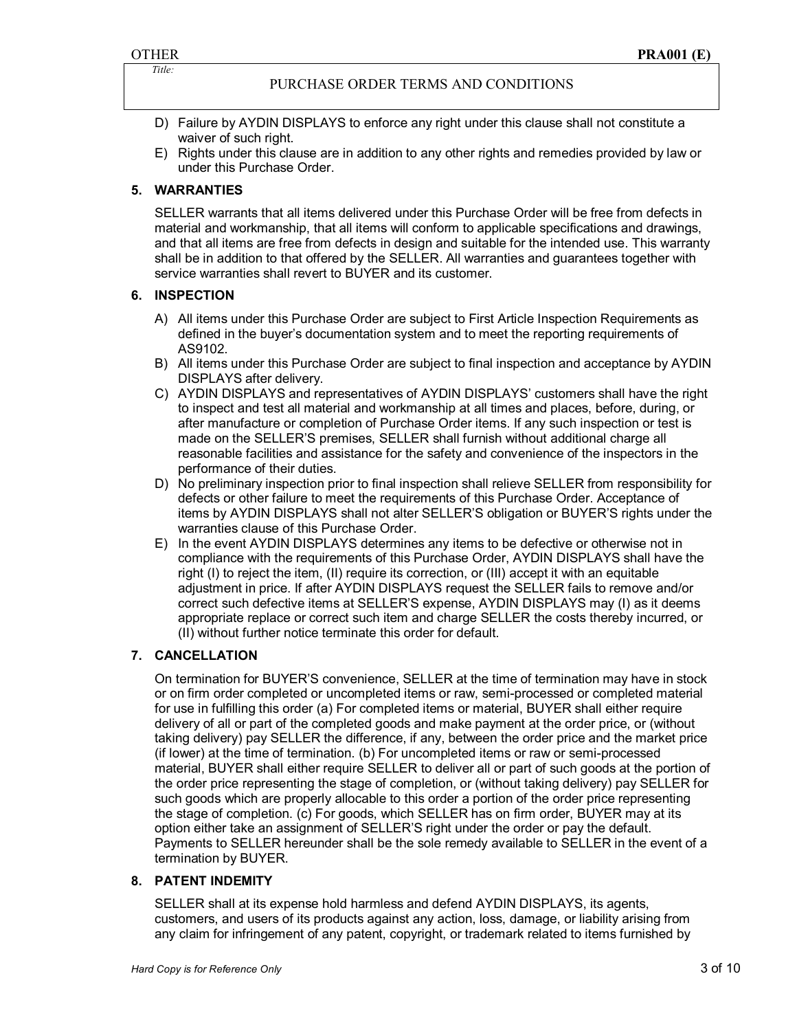D) Failure by AYDIN DISPLAYS to enforce any right under this clause shall not constitute a waiver of such right.

E) Rights under this clause are in addition to any other rights and remedies provided by law or under this Purchase Order.

## 5. WARRANTIES

SELLER warrants that all items delivered under this Purchase Order will be free from defects in material and workmanship, that all items will conform to applicable specifications and drawings, and that all items are free from defects in design and suitable for the intended use. This warranty shall be in addition to that offered by the SELLER. All warranties and guarantees together with service warranties shall revert to BUYER and its customer.

## 6. INSPECTION

A) All items under this Purchase Order are subject to First Article Inspection Requirements as defined in the buyer's documentation system and to meet the reporting requirements of AS9102.

B) All items under this Purchase Order are subject to final inspection and acceptance by AYDIN DISPLAYS after delivery.

C) AYDIN DISPLAYS and representatives of AYDIN DISPLAYS' customers shall have the right to inspect and test all material and workmanship at all times and places, before, during, or after manufacture or completion of Purchase Order items. If any such inspection or test is made on the SELLER'S premises, SELLER shall furnish without additional charge all reasonable facilities and assistance for the safety and convenience of the inspectors in the performance of their duties.

D) No preliminary inspection prior to final inspection shall relieve SELLER from responsibility for defects or other failure to meet the requirements of this Purchase Order. Acceptance of items by AYDIN DISPLAYS shall not alter SELLER'S obligation or BUYER'S rights under the warranties clause of this Purchase Order.

E) In the event AYDIN DISPLAYS determines any items to be defective or otherwise not in compliance with the requirements of this Purchase Order, AYDIN DISPLAYS shall have the right (I) to reject the item, (II) require its correction, or (III) accept it with an equitable adjustment in price. If after AYDIN DISPLAYS request the SELLER fails to remove and/or correct such defective items at SELLER'S expense, AYDIN DISPLAYS may (I) as it deems appropriate replace or correct such item and charge SELLER the costs thereby incurred, or (II) without further notice terminate this order for default.

## 7. CANCELLATION

On termination for BUYER'S convenience, SELLER at the time of termination may have in stock or on firm order completed or uncompleted items or raw, semi-processed or completed material for use in fulfilling this order (a) For completed items or material, BUYER shall either require delivery of all or part of the completed goods and make payment at the order price, or (without taking delivery) pay SELLER the difference, if any, between the order price and the market price (if lower) at the time of termination. (b) For uncompleted items or raw or semi-processed material, BUYER shall either require SELLER to deliver all or part of such goods at the portion of the order price representing the stage of completion, or (without taking delivery) pay SELLER for such goods which are properly allocable to this order a portion of the order price representing the stage of completion. (c) For goods, which SELLER has on firm order, BUYER may at its option either take an assignment of SELLER'S right under the order or pay the default. Payments to SELLER hereunder shall be the sole remedy available to SELLER in the event of a termination by BUYER.

## 8. PATENT INDEMITY

SELLER shall at its expense hold harmless and defend AYDIN DISPLAYS, its agents, customers, and users of its products against any action, loss, damage, or liability arising from any claim for infringement of any patent, copyright, or trademark related to items furnished by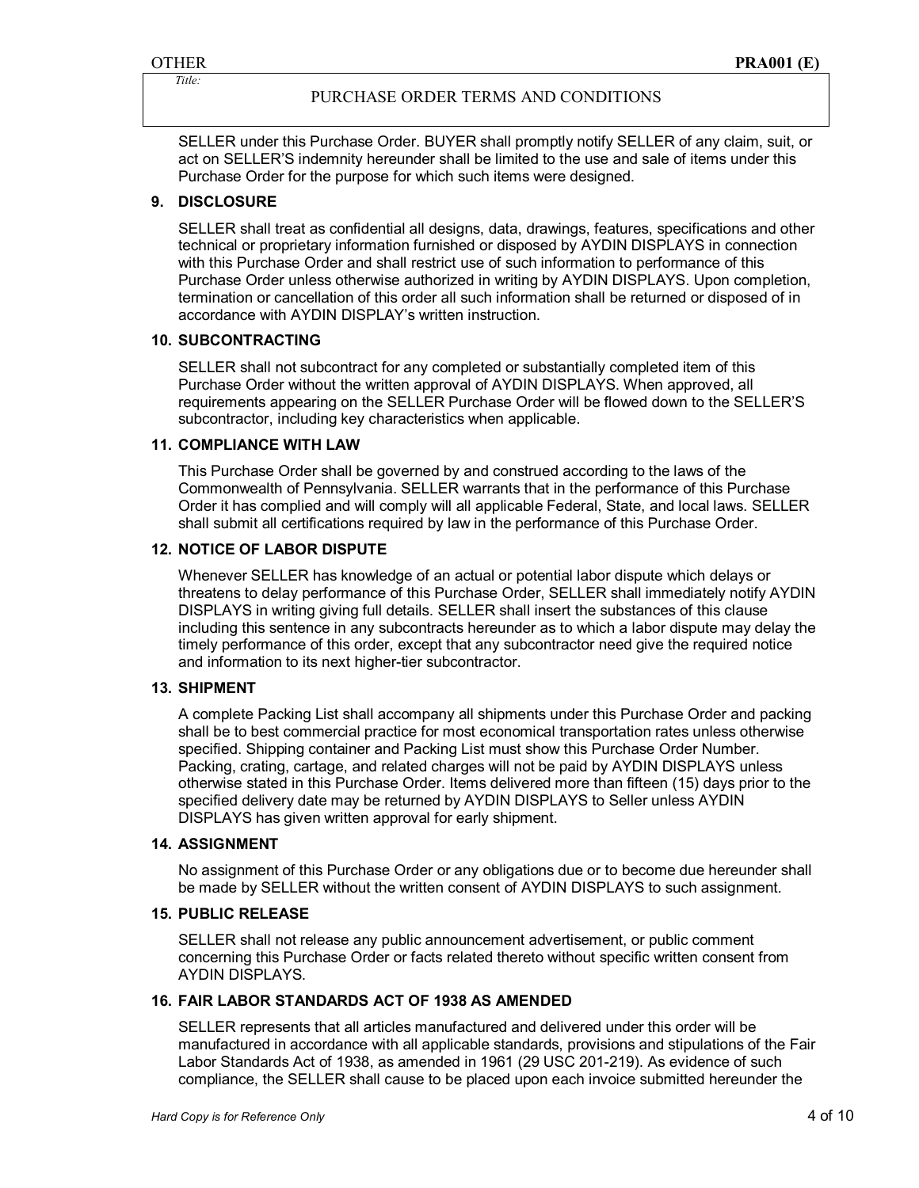SELLER under this Purchase Order. BUYER shall promptly notify SELLER of any claim, suit, or act on SELLER'S indemnity hereunder shall be limited to the use and sale of items under this Purchase Order for the purpose for which such items were designed.

**9. DISCLOSURE**

SELLER shall treat as confidential all designs, data, drawings, features, specifications and other technical or proprietary information furnished or disposed by AYDIN DISPLAYS in connection with this Purchase Order and shall restrict use of such information to performance of this Purchase Order unless otherwise authorized in writing by AYDIN DISPLAYS. Upon completion, termination or cancellation of this order all such information shall be returned or disposed of in accordance with AYDIN DISPLAY's written instruction.

**10. SUBCONTRACTING**

SELLER shall not subcontract for any completed or substantially completed item of this Purchase Order without the written approval of AYDIN DISPLAYS. When approved, all requirements appearing on the SELLER Purchase Order will be flowed down to the SELLER'S subcontractor, including key characteristics when applicable.

**11. COMPLIANCE WITH LAW**

This Purchase Order shall be governed by and construed according to the laws of the Commonwealth of Pennsylvania. SELLER warrants that in the performance of this Purchase Order it has complied and will comply will all applicable Federal, State, and local laws. SELLER shall submit all certifications required by law in the performance of this Purchase Order.

**12. NOTICE OF LABOR DISPUTE**

Whenever SELLER has knowledge of an actual or potential labor dispute which delays or threatens to delay performance of this Purchase Order, SELLER shall immediately notify AYDIN DISPLAYS in writing giving full details. SELLER shall insert the substances of this clause including this sentence in any subcontracts hereunder as to which a labor dispute may delay the timely performance of this order, except that any subcontractor need give the required notice and information to its next higher-tier subcontractor.

**13. SHIPMENT**

A complete Packing List shall accompany all shipments under this Purchase Order and packing shall be to best commercial practice for most economical transportation rates unless otherwise specified. Shipping container and Packing List must show this Purchase Order Number. Packing, crating, cartage, and related charges will not be paid by AYDIN DISPLAYS unless otherwise stated in this Purchase Order. Items delivered more than fifteen (15) days prior to the specified delivery date may be returned by AYDIN DISPLAYS to Seller unless AYDIN DISPLAYS has given written approval for early shipment.

**14. ASSIGNMENT**

No assignment of this Purchase Order or any obligations due or to become due hereunder shall be made by SELLER without the written consent of AYDIN DISPLAYS to such assignment.

**15. PUBLIC RELEASE**

SELLER shall not release any public announcement advertisement, or public comment concerning this Purchase Order or facts related thereto without specific written consent from AYDIN DISPLAYS.

**16. FAIR LABOR STANDARDS ACT OF 1938 AS AMENDED**

SELLER represents that all articles manufactured and delivered under this order will be manufactured in accordance with all applicable standards, provisions and stipulations of the Fair Labor Standards Act of 1938, as amended in 1961 (29 USC 201-219). As evidence of such compliance, the SELLER shall cause to be placed upon each invoice submitted hereunder the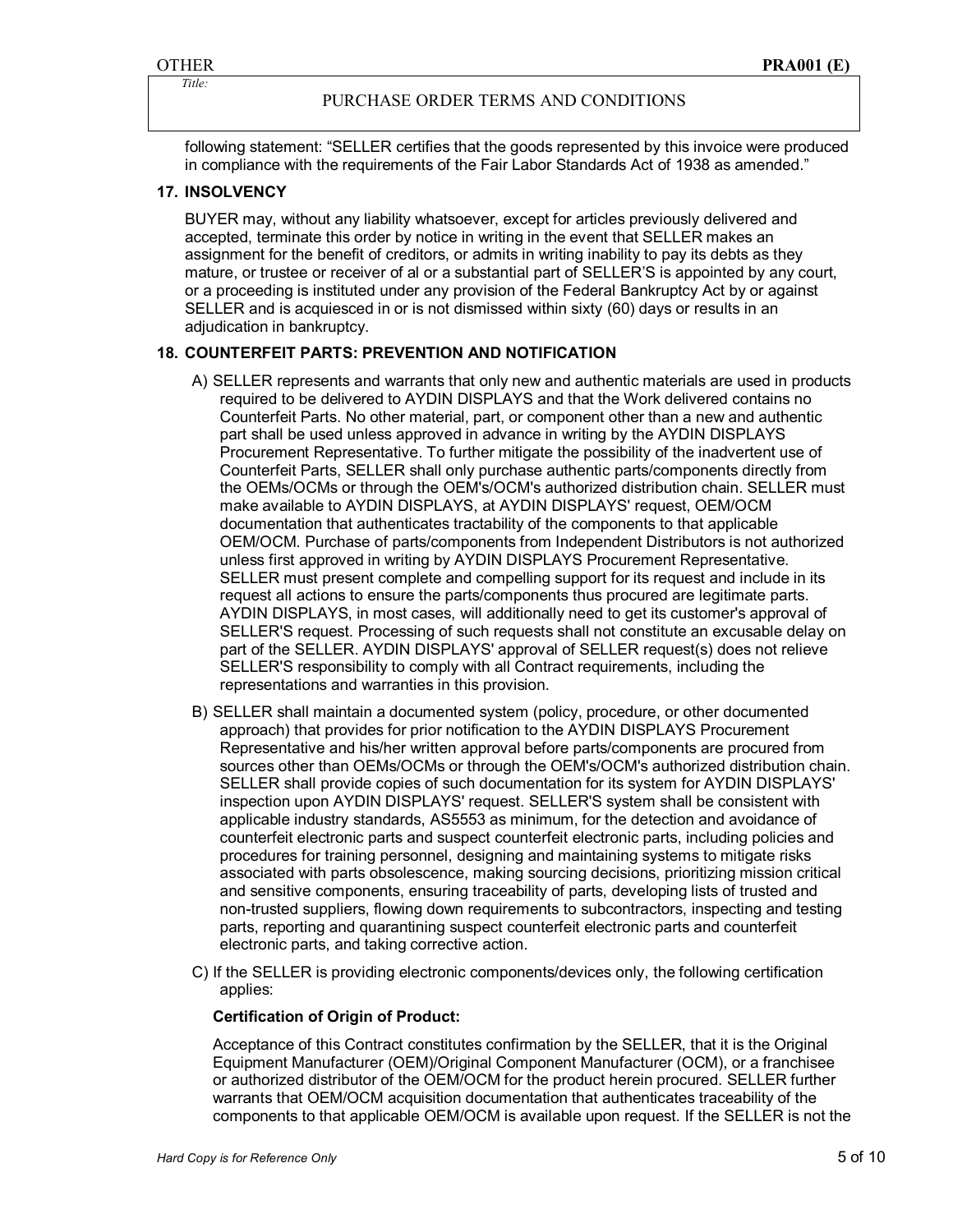following statement: "SELLER certifies that the goods represented by this invoice were produced in compliance with the requirements of the Fair Labor Standards Act of 1938 as amended."

## 17. INSOLVENCY

BUYER may, without any liability whatsoever, except for articles previously delivered and accepted, terminate this order by notice in writing in the event that SELLER makes an assignment for the benefit of creditors, or admits in writing inability to pay its debts as they mature, or trustee or receiver of al or a substantial part of SELLER'S is appointed by any court, or a proceeding is instituted under any provision of the Federal Bankruptcy Act by or against SELLER and is acquiesced in or is not dismissed within sixty (60) days or results in an adjudication in bankruptcy.

## 18. COUNTERFEIT PARTS: PREVENTION AND NOTIFICATION

A) SELLER represents and warrants that only new and authentic materials are used in products required to be delivered to AYDIN DISPLAYS and that the Work delivered contains no Counterfeit Parts. No other material, part, or component other than a new and authentic part shall be used unless approved in advance in writing by the AYDIN DISPLAYS Procurement Representative. To further mitigate the possibility of the inadvertent use of Counterfeit Parts, SELLER shall only purchase authentic parts/components directly from the OEMs/OCMs or through the OEM's/OCM's authorized distribution chain. SELLER must make available to AYDIN DISPLAYS, at AYDIN DISPLAYS' request, OEM/OCM documentation that authenticates tractability of the components to that applicable OEM/OCM. Purchase of parts/components from Independent Distributors is not authorized unless first approved in writing by AYDIN DISPLAYS Procurement Representative. SELLER must present complete and compelling support for its request and include in its request all actions to ensure the parts/components thus procured are legitimate parts. AYDIN DISPLAYS, in most cases, will additionally need to get its customer's approval of SELLER'S request. Processing of such requests shall not constitute an excusable delay on part of the SELLER. AYDIN DISPLAYS' approval of SELLER request(s) does not relieve SELLER'S responsibility to comply with all Contract requirements, including the representations and warranties in this provision.

B) SELLER shall maintain a documented system (policy, procedure, or other documented approach) that provides for prior notification to the AYDIN DISPLAYS Procurement Representative and his/her written approval before parts/components are procured from sources other than OEMs/OCMs or through the OEM's/OCM's authorized distribution chain. SELLER shall provide copies of such documentation for its system for AYDIN DISPLAYS' inspection upon AYDIN DISPLAYS' request. SELLER'S system shall be consistent with applicable industry standards, AS5553 as minimum, for the detection and avoidance of counterfeit electronic parts and suspect counterfeit electronic parts, including policies and procedures for training personnel, designing and maintaining systems to mitigate risks associated with parts obsolescence, making sourcing decisions, prioritizing mission critical and sensitive components, ensuring traceability of parts, developing lists of trusted and non-trusted suppliers, flowing down requirements to subcontractors, inspecting and testing parts, reporting and quarantining suspect counterfeit electronic parts and counterfeit electronic parts, and taking corrective action.

C) If the SELLER is providing electronic components/devices only, the following certification applies:

**Certification of Origin of Product:**

Acceptance of this Contract constitutes confirmation by the SELLER, that it is the Original Equipment Manufacturer (OEM)/Original Component Manufacturer (OCM), or a franchisee or authorized distributor of the OEM/OCM for the product herein procured. SELLER further warrants that OEM/OCM acquisition documentation that authenticates traceability of the components to that applicable OEM/OCM is available upon request. If the SELLER is not the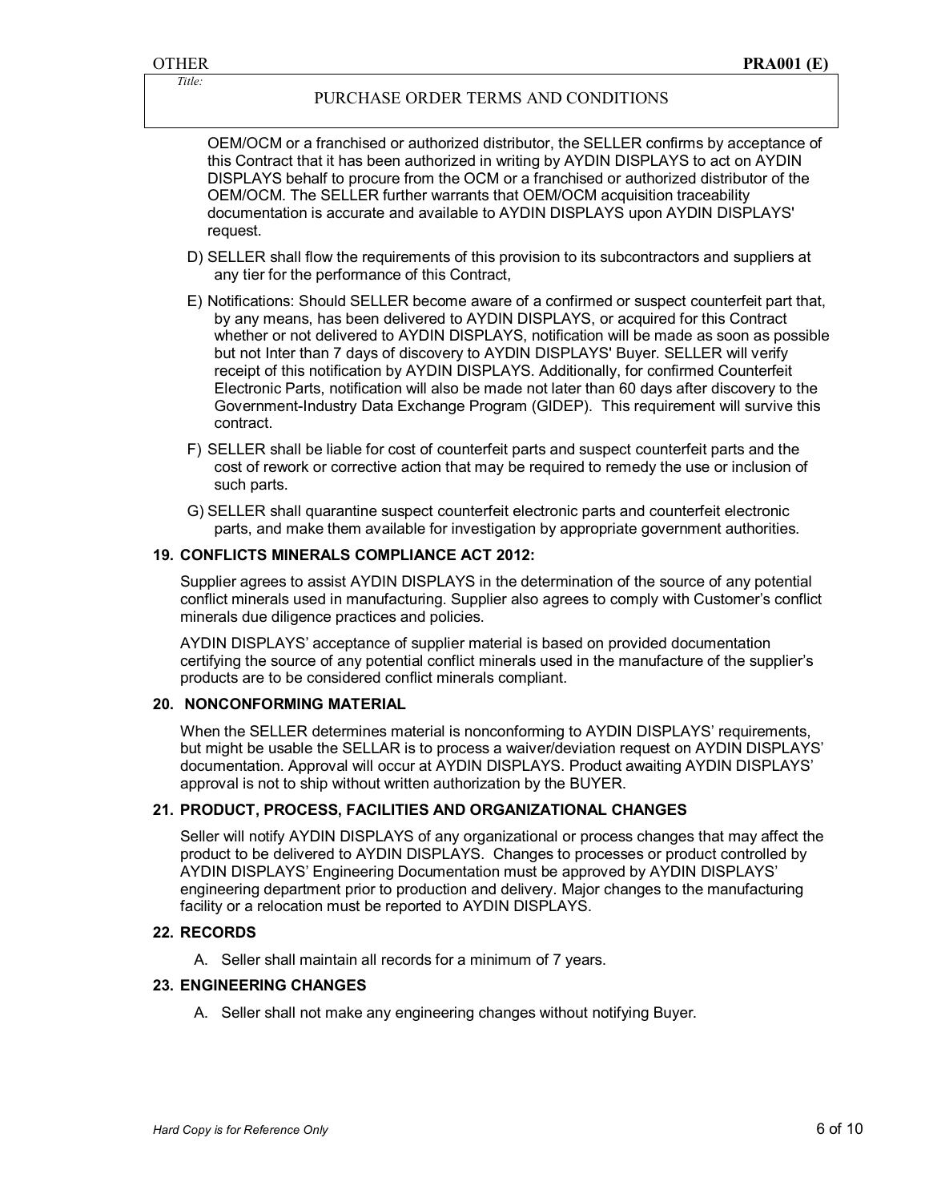OEM/OCM or a franchised or authorized distributor, the SELLER confirms by acceptance of this Contract that it has been authorized in writing by AYDIN DISPLAYS to act on AYDIN DISPLAYS behalf to procure from the OCM or a franchised or authorized distributor of the OEM/OCM. The SELLER further warrants that OEM/OCM acquisition traceability documentation is accurate and available to AYDIN DISPLAYS upon AYDIN DISPLAYS' request.

D) SELLER shall flow the requirements of this provision to its subcontractors and suppliers at any tier for the performance of this Contract,

E) Notifications: Should SELLER become aware of a confirmed or suspect counterfeit part that, by any means, has been delivered to AYDIN DISPLAYS, or acquired for this Contract whether or not delivered to AYDIN DISPLAYS, notification will be made as soon as possible but not Inter than 7 days of discovery to AYDIN DISPLAYS' Buyer. SELLER will verify receipt of this notification by AYDIN DISPLAYS. Additionally, for confirmed Counterfeit Electronic Parts, notification will also be made not later than 60 days after discovery to the Government-Industry Data Exchange Program (GIDEP). This requirement will survive this contract.

F) SELLER shall be liable for cost of counterfeit parts and suspect counterfeit parts and the cost of rework or corrective action that may be required to remedy the use or inclusion of such parts.

G) SELLER shall quarantine suspect counterfeit electronic parts and counterfeit electronic parts, and make them available for investigation by appropriate government authorities.

## 19. CONFLICTS MINERALS COMPLIANCE ACT 2012:

Supplier agrees to assist AYDIN DISPLAYS in the determination of the source of any potential conflict minerals used in manufacturing. Supplier also agrees to comply with Customer's conflict minerals due diligence practices and policies.

AYDIN DISPLAYS' acceptance of supplier material is based on provided documentation certifying the source of any potential conflict minerals used in the manufacture of the supplier's products are to be considered conflict minerals compliant.

## 20. NONCONFORMING MATERIAL

When the SELLER determines material is nonconforming to AYDIN DISPLAYS' requirements, but might be usable the SELLAR is to process a waiver/deviation request on AYDIN DISPLAYS' documentation. Approval will occur at AYDIN DISPLAYS. Product awaiting AYDIN DISPLAYS' approval is not to ship without written authorization by the BUYER.

## 21. PRODUCT, PROCESS, FACILITIES AND ORGANIZATIONAL CHANGES

Seller will notify AYDIN DISPLAYS of any organizational or process changes that may affect the product to be delivered to AYDIN DISPLAYS. Changes to processes or product controlled by AYDIN DISPLAYS' Engineering Documentation must be approved by AYDIN DISPLAYS' engineering department prior to production and delivery. Major changes to the manufacturing facility or a relocation must be reported to AYDIN DISPLAYS.

## 22. RECORDS

A. Seller shall maintain all records for a minimum of 7 years.

## 23. ENGINEERING CHANGES

A. Seller shall not make any engineering changes without notifying Buyer.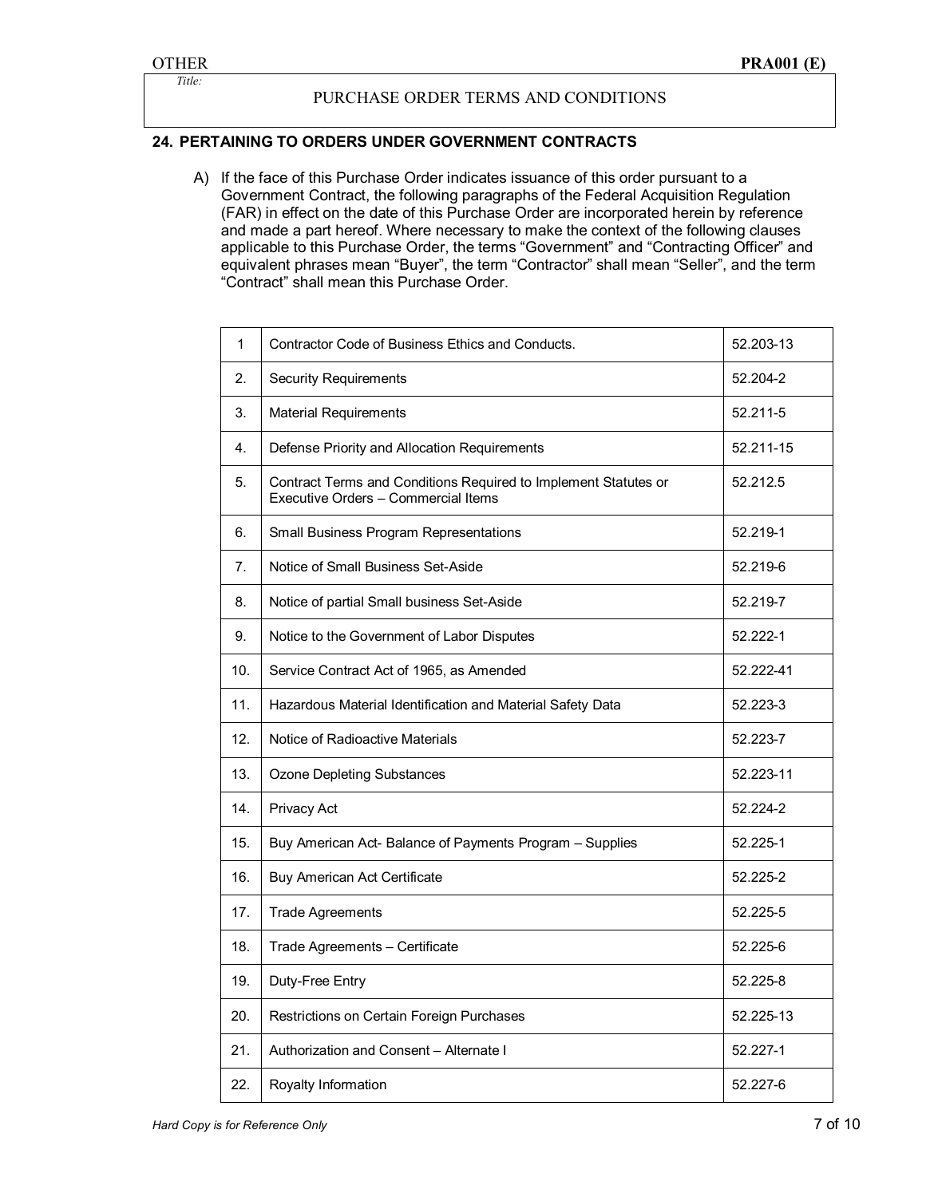## 24. PERTAINING TO ORDERS UNDER GOVERNMENT CONTRACTS

A) If the face of this Purchase Order indicates issuance of this order pursuant to a Government Contract, the following paragraphs of the Federal Acquisition Regulation (FAR) in effect on the date of this Purchase Order are incorporated herein by reference and made a part hereof. Where necessary to make the context of the following clauses applicable to this Purchase Order, the terms "Government" and "Contracting Officer" and equivalent phrases mean "Buyer", the term "Contractor" shall mean "Seller", and the term "Contract" shall mean this Purchase Order.

| | | |
|---|---|---|
| 1 | Contractor Code of Business Ethics and Conducts. | 52.203-13 |
| 2. | Security Requirements | 52.204-2 |
| 3. | Material Requirements | 52.211-5 |
| 4. | Defense Priority and Allocation Requirements | 52.211-15 |
| 5. | Contract Terms and Conditions Required to Implement Statutes or Executive Orders – Commercial Items | 52.212.5 |
| 6. | Small Business Program Representations | 52.219-1 |
| 7. | Notice of Small Business Set-Aside | 52.219-6 |
| 8. | Notice of partial Small business Set-Aside | 52.219-7 |
| 9. | Notice to the Government of Labor Disputes | 52.222-1 |
| 10. | Service Contract Act of 1965, as Amended | 52.222-41 |
| 11. | Hazardous Material Identification and Material Safety Data | 52.223-3 |
| 12. | Notice of Radioactive Materials | 52.223-7 |
| 13. | Ozone Depleting Substances | 52.223-11 |
| 14. | Privacy Act | 52.224-2 |
| 15. | Buy American Act- Balance of Payments Program – Supplies | 52.225-1 |
| 16. | Buy American Act Certificate | 52.225-2 |
| 17. | Trade Agreements | 52.225-5 |
| 18. | Trade Agreements – Certificate | 52.225-6 |
| 19. | Duty-Free Entry | 52.225-8 |
| 20. | Restrictions on Certain Foreign Purchases | 52.225-13 |
| 21. | Authorization and Consent – Alternate I | 52.227-1 |
| 22. | Royalty Information | 52.227-6 |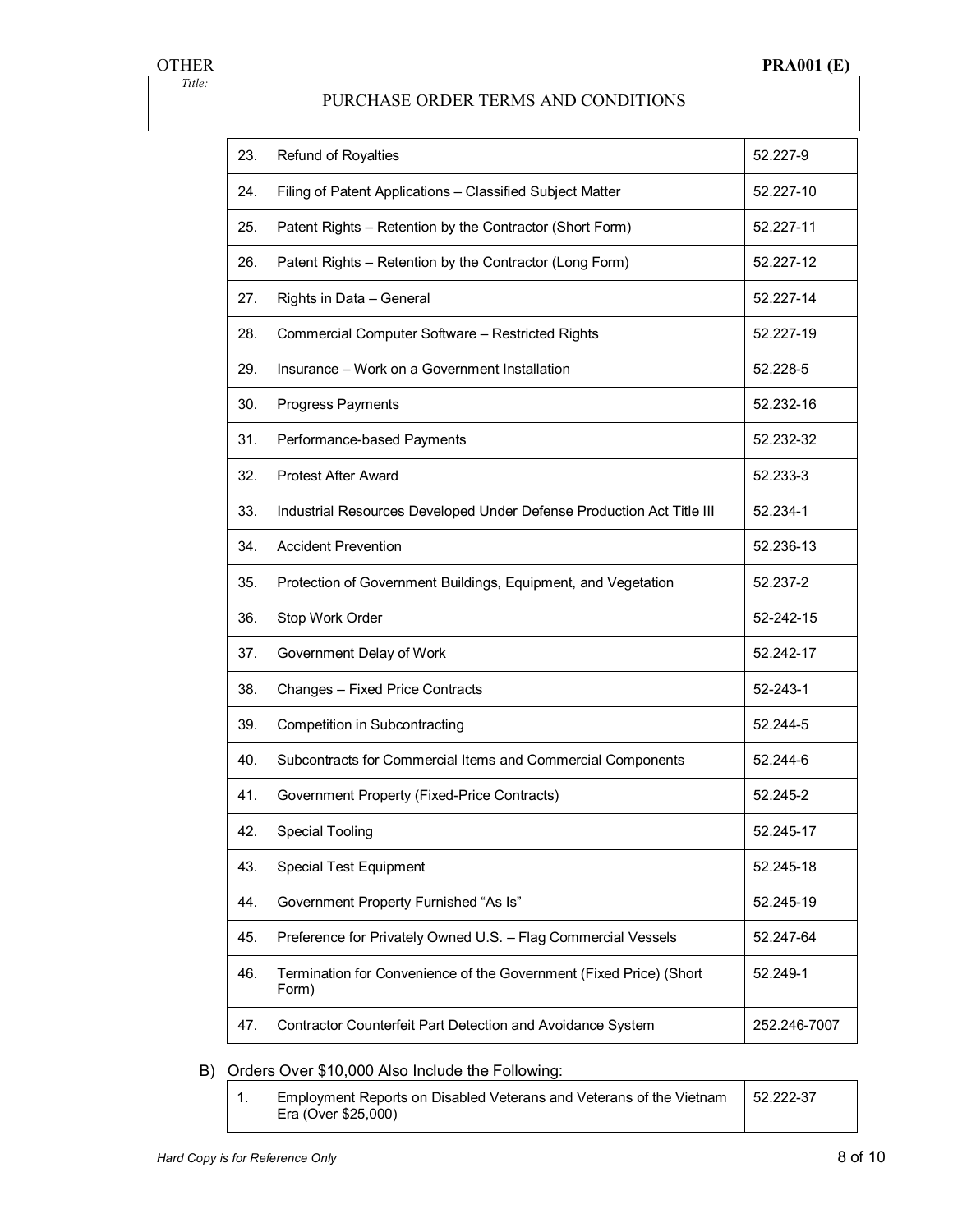| | | |
|---|---|---|
| 23. | Refund of Royalties | 52.227-9 |
| 24. | Filing of Patent Applications – Classified Subject Matter | 52.227-10 |
| 25. | Patent Rights – Retention by the Contractor (Short Form) | 52.227-11 |
| 26. | Patent Rights – Retention by the Contractor (Long Form) | 52.227-12 |
| 27. | Rights in Data – General | 52.227-14 |
| 28. | Commercial Computer Software – Restricted Rights | 52.227-19 |
| 29. | Insurance – Work on a Government Installation | 52.228-5 |
| 30. | Progress Payments | 52.232-16 |
| 31. | Performance-based Payments | 52.232-32 |
| 32. | Protest After Award | 52.233-3 |
| 33. | Industrial Resources Developed Under Defense Production Act Title III | 52.234-1 |
| 34. | Accident Prevention | 52.236-13 |
| 35. | Protection of Government Buildings, Equipment, and Vegetation | 52.237-2 |
| 36. | Stop Work Order | 52-242-15 |
| 37. | Government Delay of Work | 52.242-17 |
| 38. | Changes – Fixed Price Contracts | 52-243-1 |
| 39. | Competition in Subcontracting | 52.244-5 |
| 40. | Subcontracts for Commercial Items and Commercial Components | 52.244-6 |
| 41. | Government Property (Fixed-Price Contracts) | 52.245-2 |
| 42. | Special Tooling | 52.245-17 |
| 43. | Special Test Equipment | 52.245-18 |
| 44. | Government Property Furnished "As Is" | 52.245-19 |
| 45. | Preference for Privately Owned U.S. – Flag Commercial Vessels | 52.247-64 |
| 46. | Termination for Convenience of the Government (Fixed Price) (Short Form) | 52.249-1 |
| 47. | Contractor Counterfeit Part Detection and Avoidance System | 252.246-7007 |

B) Orders Over $10,000 Also Include the Following:

| | | |
|---|---|---|
| 1. | Employment Reports on Disabled Veterans and Veterans of the Vietnam Era (Over $25,000) | 52.222-37 |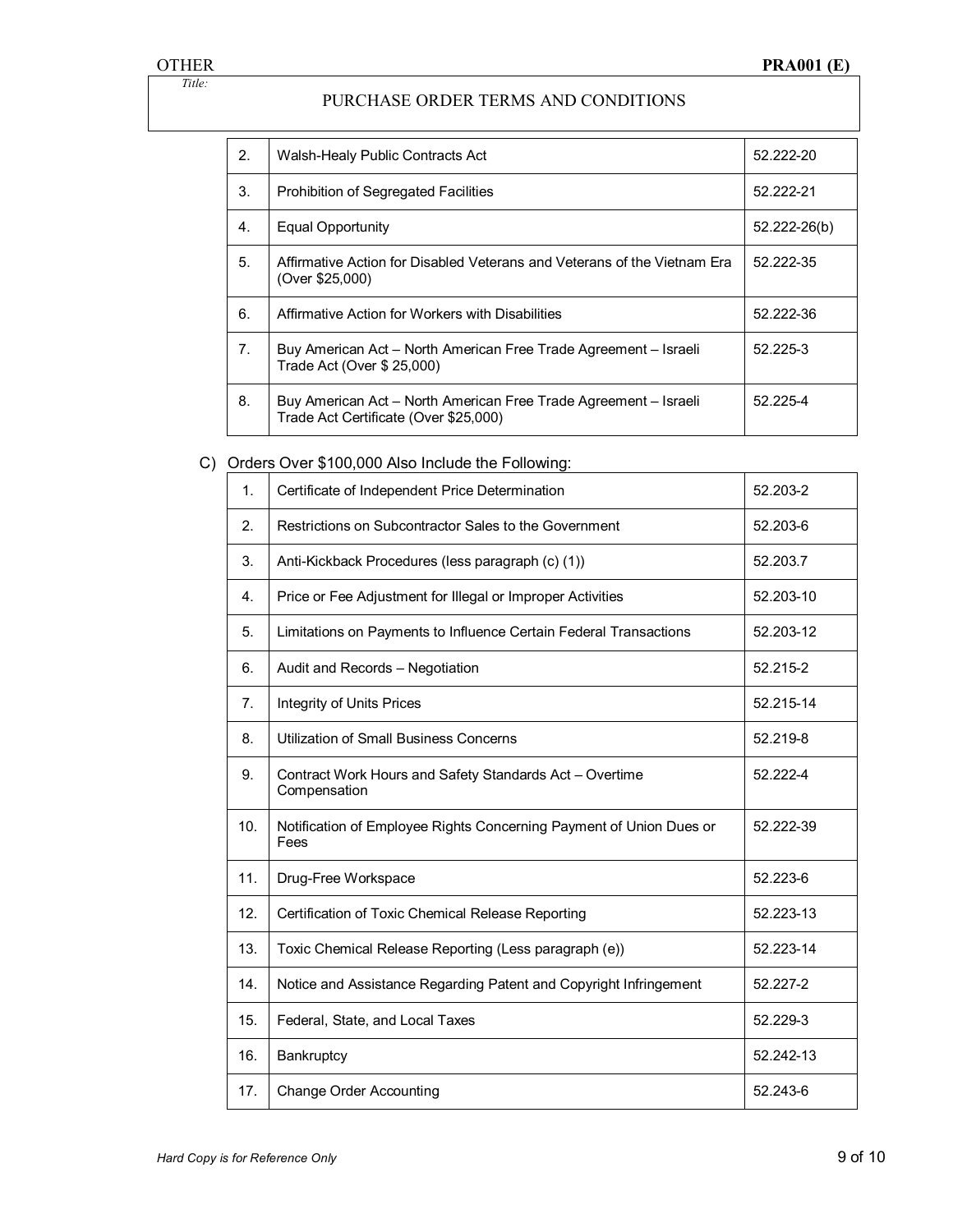| | | |
|---|---|---|
| 2. | Walsh-Healy Public Contracts Act | 52.222-20 |
| 3. | Prohibition of Segregated Facilities | 52.222-21 |
| 4. | Equal Opportunity | 52.222-26(b) |
| 5. | Affirmative Action for Disabled Veterans and Veterans of the Vietnam Era (Over $25,000) | 52.222-35 |
| 6. | Affirmative Action for Workers with Disabilities | 52.222-36 |
| 7. | Buy American Act – North American Free Trade Agreement – Israeli Trade Act (Over $ 25,000) | 52.225-3 |
| 8. | Buy American Act – North American Free Trade Agreement – Israeli Trade Act Certificate (Over $25,000) | 52.225-4 |

C) Orders Over $100,000 Also Include the Following:

| | | |
|---|---|---|
| 1. | Certificate of Independent Price Determination | 52.203-2 |
| 2. | Restrictions on Subcontractor Sales to the Government | 52.203-6 |
| 3. | Anti-Kickback Procedures (less paragraph (c) (1)) | 52.203.7 |
| 4. | Price or Fee Adjustment for Illegal or Improper Activities | 52.203-10 |
| 5. | Limitations on Payments to Influence Certain Federal Transactions | 52.203-12 |
| 6. | Audit and Records – Negotiation | 52.215-2 |
| 7. | Integrity of Units Prices | 52.215-14 |
| 8. | Utilization of Small Business Concerns | 52.219-8 |
| 9. | Contract Work Hours and Safety Standards Act – Overtime Compensation | 52.222-4 |
| 10. | Notification of Employee Rights Concerning Payment of Union Dues or Fees | 52.222-39 |
| 11. | Drug-Free Workspace | 52.223-6 |
| 12. | Certification of Toxic Chemical Release Reporting | 52.223-13 |
| 13. | Toxic Chemical Release Reporting (Less paragraph (e)) | 52.223-14 |
| 14. | Notice and Assistance Regarding Patent and Copyright Infringement | 52.227-2 |
| 15. | Federal, State, and Local Taxes | 52.229-3 |
| 16. | Bankruptcy | 52.242-13 |
| 17. | Change Order Accounting | 52.243-6 |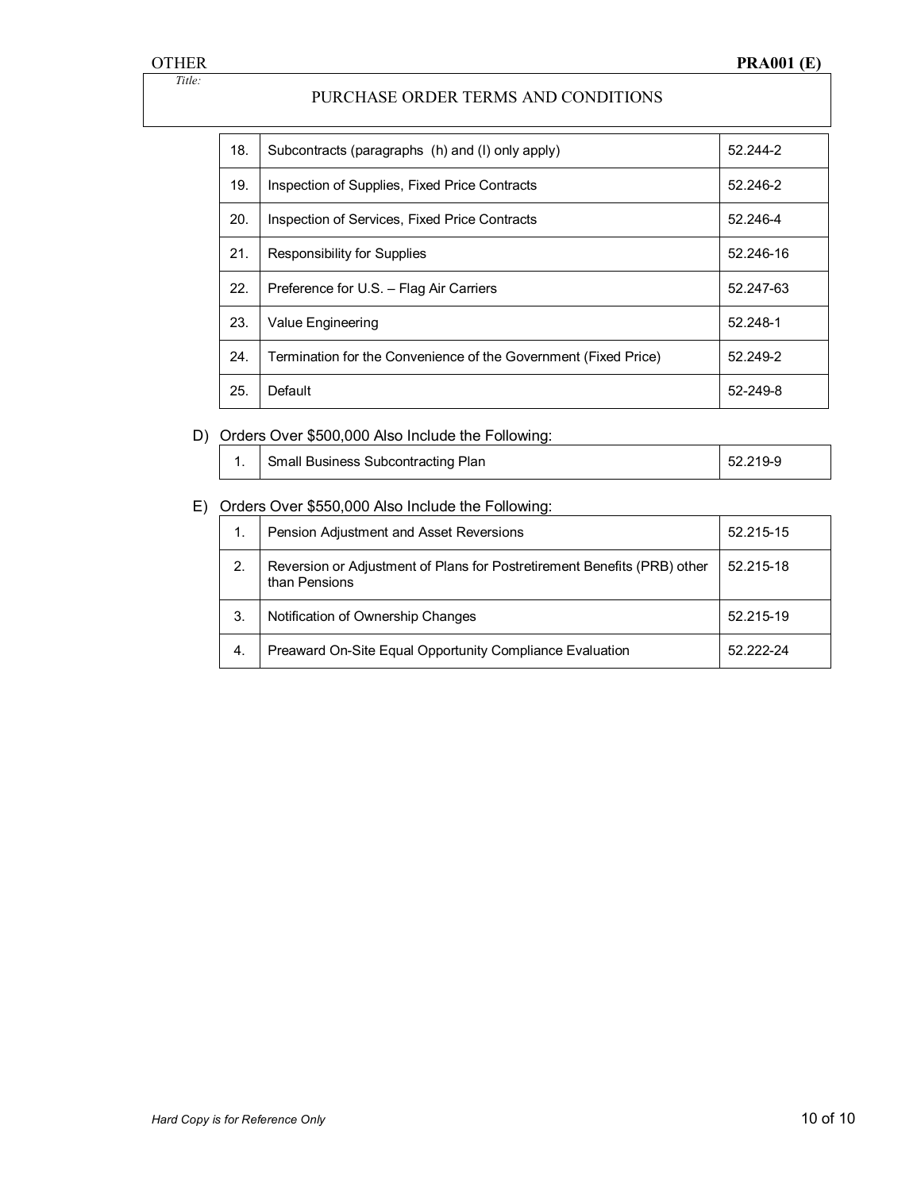| | | |
|---|---|---|
| 18. | Subcontracts (paragraphs (h) and (I) only apply) | 52.244-2 |
| 19. | Inspection of Supplies, Fixed Price Contracts | 52.246-2 |
| 20. | Inspection of Services, Fixed Price Contracts | 52.246-4 |
| 21. | Responsibility for Supplies | 52.246-16 |
| 22. | Preference for U.S. – Flag Air Carriers | 52.247-63 |
| 23. | Value Engineering | 52.248-1 |
| 24. | Termination for the Convenience of the Government (Fixed Price) | 52.249-2 |
| 25. | Default | 52-249-8 |

D) Orders Over $500,000 Also Include the Following:

| | | |
|---|---|---|
| 1. | Small Business Subcontracting Plan | 52.219-9 |

E) Orders Over $550,000 Also Include the Following:

| | | |
|---|---|---|
| 1. | Pension Adjustment and Asset Reversions | 52.215-15 |
| 2. | Reversion or Adjustment of Plans for Postretirement Benefits (PRB) other than Pensions | 52.215-18 |
| 3. | Notification of Ownership Changes | 52.215-19 |
| 4. | Preaward On-Site Equal Opportunity Compliance Evaluation | 52.222-24 |